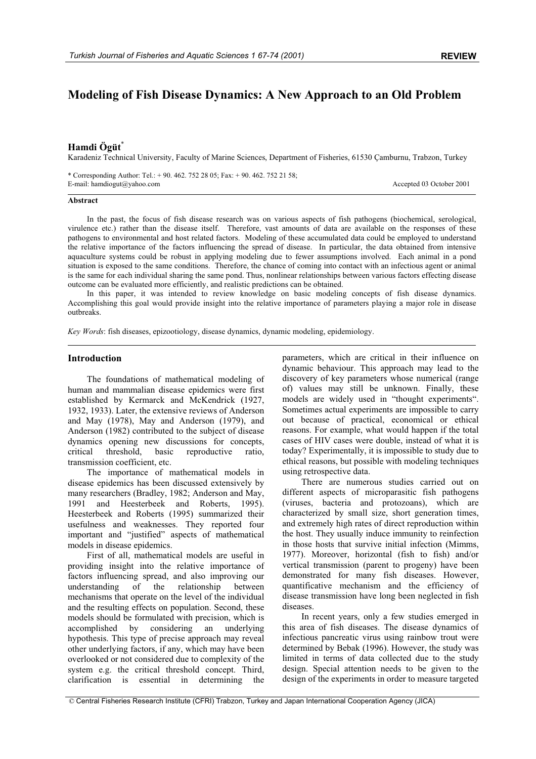REVIEW

# Modeling of Fish Disease Dynamics: A New Approach to an Old Problem

**Hamdi Ögüt***

Karadeniz Technical University, Faculty of Marine Sciences, Department of Fisheries, 61530 Çamburnu, Trabzon, Turkey

\* Corresponding Author: Tel.: + 90. 462. 752 28 05; Fax: + 90. 462. 752 21 58;
E-mail: hamdiogut@yahoo.com

Accepted 03 October 2001

### Abstract

In the past, the focus of fish disease research was on various aspects of fish pathogens (biochemical, serological, virulence etc.) rather than the disease itself. Therefore, vast amounts of data are available on the responses of these pathogens to environmental and host related factors. Modeling of these accumulated data could be employed to understand the relative importance of the factors influencing the spread of disease. In particular, the data obtained from intensive aquaculture systems could be robust in applying modeling due to fewer assumptions involved. Each animal in a pond situation is exposed to the same conditions. Therefore, the chance of coming into contact with an infectious agent or animal is the same for each individual sharing the same pond. Thus, nonlinear relationships between various factors effecting disease outcome can be evaluated more efficiently, and realistic predictions can be obtained.

In this paper, it was intended to review knowledge on basic modeling concepts of fish disease dynamics. Accomplishing this goal would provide insight into the relative importance of parameters playing a major role in disease outbreaks.

*Key Words*: fish diseases, epizootiology, disease dynamics, dynamic modeling, epidemiology.

## Introduction

The foundations of mathematical modeling of human and mammalian disease epidemics were first established by Kermarck and McKendrick (1927, 1932, 1933). Later, the extensive reviews of Anderson and May (1978), May and Anderson (1979), and Anderson (1982) contributed to the subject of disease dynamics opening new discussions for concepts, critical threshold, basic reproductive ratio, transmission coefficient, etc.

The importance of mathematical models in disease epidemics has been discussed extensively by many researchers (Bradley, 1982; Anderson and May, 1991 and Heesterbeek and Roberts, 1995). Heesterbeek and Roberts (1995) summarized their usefulness and weaknesses. They reported four important and "justified" aspects of mathematical models in disease epidemics.

First of all, mathematical models are useful in providing insight into the relative importance of factors influencing spread, and also improving our understanding of the relationship between mechanisms that operate on the level of the individual and the resulting effects on population. Second, these models should be formulated with precision, which is accomplished by considering an underlying hypothesis. This type of precise approach may reveal other underlying factors, if any, which may have been overlooked or not considered due to complexity of the system e.g. the critical threshold concept. Third, clarification is essential in determining the parameters, which are critical in their influence on dynamic behaviour. This approach may lead to the discovery of key parameters whose numerical (range of) values may still be unknown. Finally, these models are widely used in "thought experiments". Sometimes actual experiments are impossible to carry out because of practical, economical or ethical reasons. For example, what would happen if the total cases of HIV cases were double, instead of what it is today? Experimentally, it is impossible to study due to ethical reasons, but possible with modeling techniques using retrospective data.

There are numerous studies carried out on different aspects of microparasitic fish pathogens (viruses, bacteria and protozoans), which are characterized by small size, short generation times, and extremely high rates of direct reproduction within the host. They usually induce immunity to reinfection in those hosts that survive initial infection (Mimms, 1977). Moreover, horizontal (fish to fish) and/or vertical transmission (parent to progeny) have been demonstrated for many fish diseases. However, quantificative mechanism and the efficiency of disease transmission have long been neglected in fish diseases.

In recent years, only a few studies emerged in this area of fish diseases. The disease dynamics of infectious pancreatic virus using rainbow trout were determined by Bebak (1996). However, the study was limited in terms of data collected due to the study design. Special attention needs to be given to the design of the experiments in order to measure targeted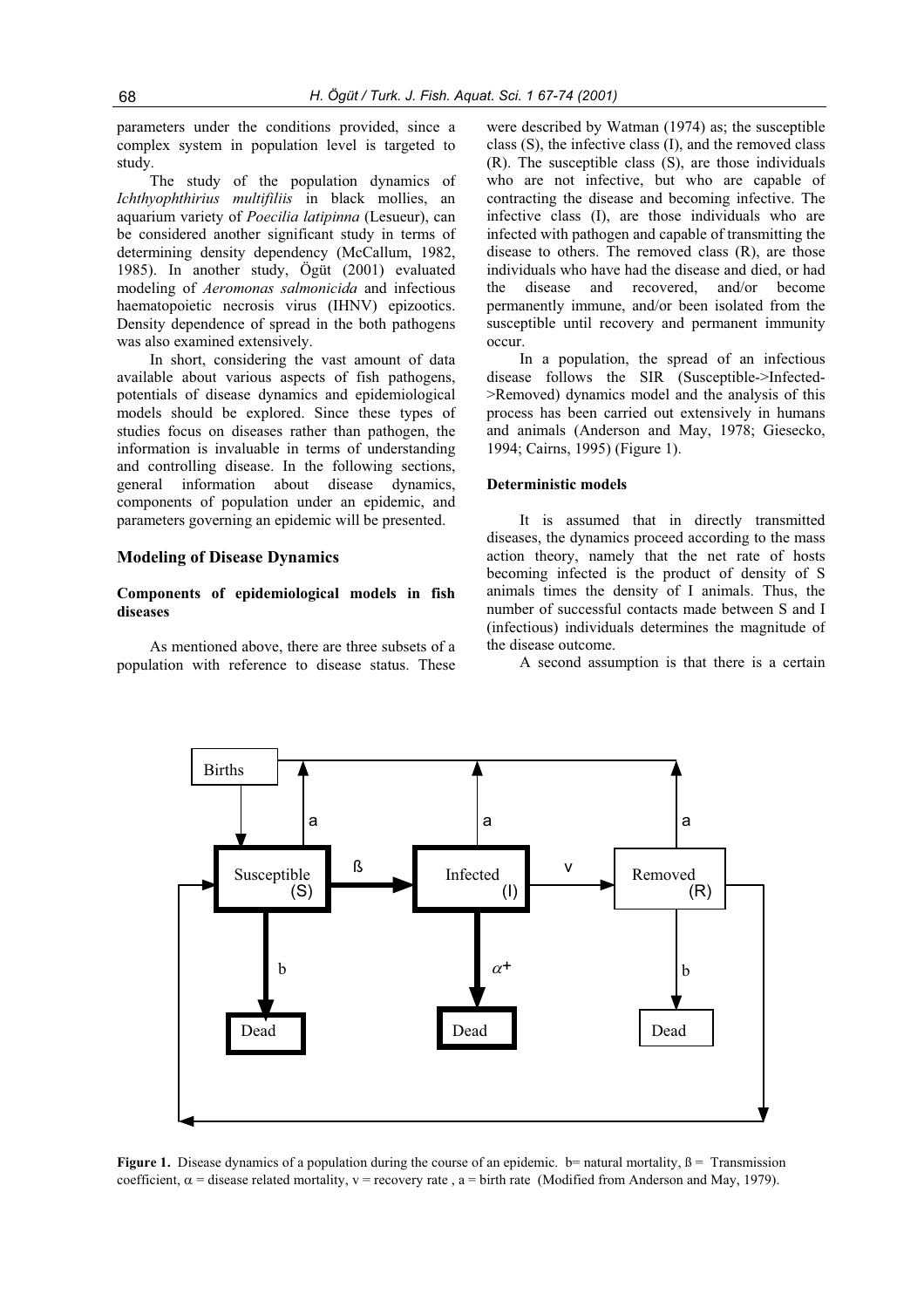parameters under the conditions provided, since a complex system in population level is targeted to study.

The study of the population dynamics of *Ichthyophthirius multifiliis* in black mollies, an aquarium variety of *Poecilia latipinna* (Lesueur), can be considered another significant study in terms of determining density dependency (McCallum, 1982, 1985). In another study, Ögüt (2001) evaluated modeling of *Aeromonas salmonicida* and infectious haematopoietic necrosis virus (IHNV) epizootics. Density dependence of spread in the both pathogens was also examined extensively.

In short, considering the vast amount of data available about various aspects of fish pathogens, potentials of disease dynamics and epidemiological models should be explored. Since these types of studies focus on diseases rather than pathogen, the information is invaluable in terms of understanding and controlling disease. In the following sections, general information about disease dynamics, components of population under an epidemic, and parameters governing an epidemic will be presented.

## Modeling of Disease Dynamics

### Components of epidemiological models in fish diseases

As mentioned above, there are three subsets of a population with reference to disease status. These were described by Watman (1974) as; the susceptible class (S), the infective class (I), and the removed class (R). The susceptible class (S), are those individuals who are not infective, but who are capable of contracting the disease and becoming infective. The infective class (I), are those individuals who are infected with pathogen and capable of transmitting the disease to others. The removed class (R), are those individuals who have had the disease and died, or had the disease and recovered, and/or become permanently immune, and/or been isolated from the susceptible until recovery and permanent immunity occur.

In a population, the spread of an infectious disease follows the SIR (Susceptible->Infected->Removed) dynamics model and the analysis of this process has been carried out extensively in humans and animals (Anderson and May, 1978; Giesecko, 1994; Cairns, 1995) (Figure 1).

### Deterministic models

It is assumed that in directly transmitted diseases, the dynamics proceed according to the mass action theory, namely that the net rate of hosts becoming infected is the product of density of S animals times the density of I animals. Thus, the number of successful contacts made between S and I (infectious) individuals determines the magnitude of the disease outcome.

A second assumption is that there is a certain

**Figure 1.** Disease dynamics of a population during the course of an epidemic. b= natural mortality, ß = Transmission coefficient, $\alpha$ = disease related mortality, v = recovery rate , a = birth rate (Modified from Anderson and May, 1979).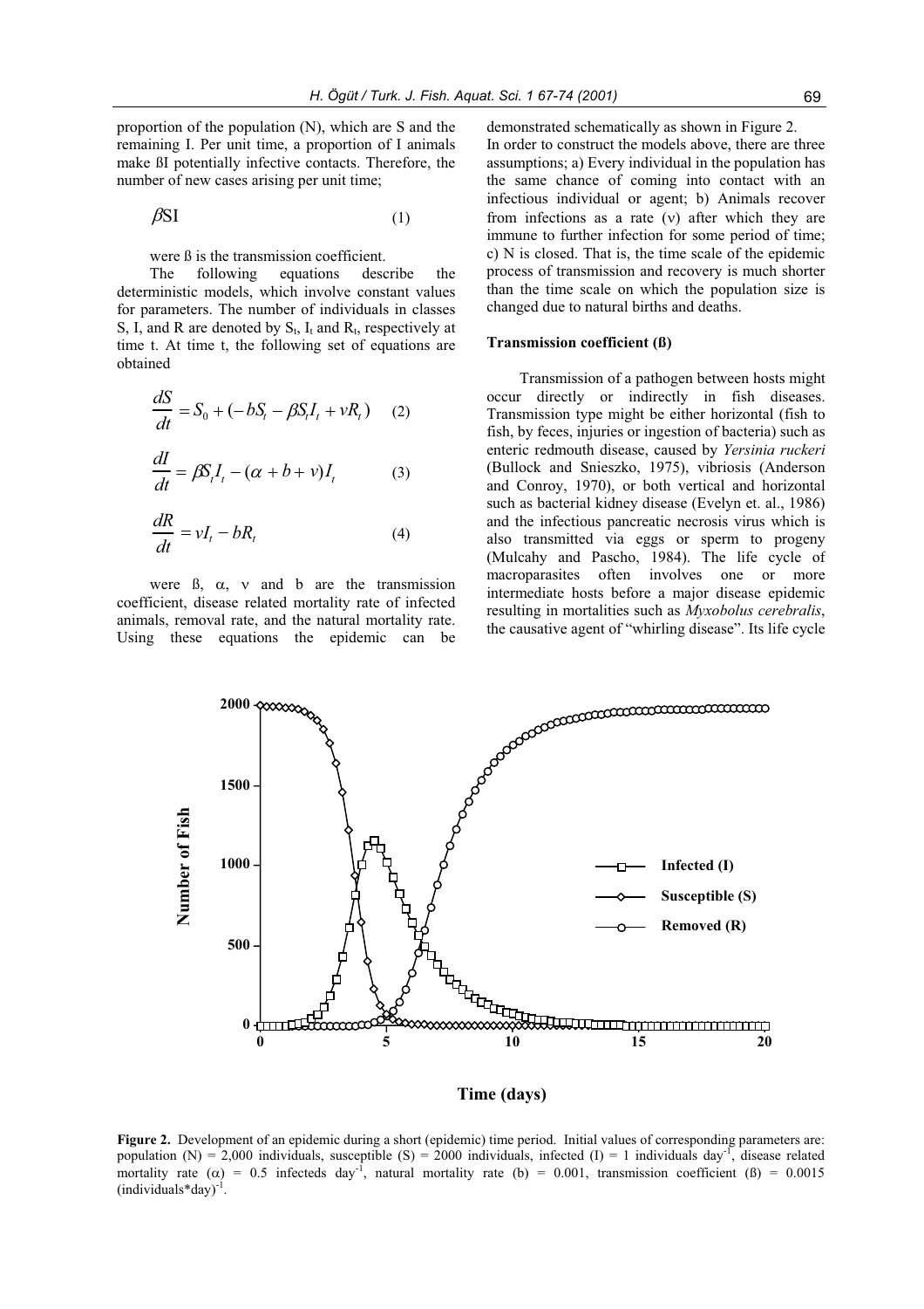proportion of the population (N), which are S and the remaining I. Per unit time, a proportion of I animals make ßI potentially infective contacts. Therefore, the number of new cases arising per unit time;

$$\beta SI \quad (1)$$

were ß is the transmission coefficient.

The following equations describe the deterministic models, which involve constant values for parameters. The number of individuals in classes S, I, and R are denoted by $S_t$, $I_t$ and $R_t$, respectively at time t. At time t, the following set of equations are obtained

$$\frac{dS}{dt} = S_0 + (-bS_t - \beta S_t I_t + vR_t) \quad (2)$$

$$\frac{dI}{dt} = \beta S_t I_t - (\alpha + b + v)I_t \quad (3)$$

$$\frac{dR}{dt} = vI_t - bR_t \quad (4)$$

were ß, α, ν and b are the transmission coefficient, disease related mortality rate of infected animals, removal rate, and the natural mortality rate. Using these equations the epidemic can be demonstrated schematically as shown in Figure 2.

In order to construct the models above, there are three assumptions; a) Every individual in the population has the same chance of coming into contact with an infectious individual or agent; b) Animals recover from infections as a rate (ν) after which they are immune to further infection for some period of time; c) N is closed. That is, the time scale of the epidemic process of transmission and recovery is much shorter than the time scale on which the population size is changed due to natural births and deaths.

**Transmission coefficient (ß)**

Transmission of a pathogen between hosts might occur directly or indirectly in fish diseases. Transmission type might be either horizontal (fish to fish, by feces, injuries or ingestion of bacteria) such as enteric redmouth disease, caused by *Yersinia ruckeri* (Bullock and Snieszko, 1975), vibriosis (Anderson and Conroy, 1970), or both vertical and horizontal such as bacterial kidney disease (Evelyn et. al., 1986) and the infectious pancreatic necrosis virus which is also transmitted via eggs or sperm to progeny (Mulcahy and Pascho, 1984). The life cycle of macroparasites often involves one or more intermediate hosts before a major disease epidemic resulting in mortalities such as *Myxobolus cerebralis*, the causative agent of "whirling disease". Its life cycle

**Figure 2.** Development of an epidemic during a short (epidemic) time period. Initial values of corresponding parameters are: population (N) = 2,000 individuals, susceptible (S) = 2000 individuals, infected (I) = 1 individuals day$^{-1}$, disease related mortality rate (α) = 0.5 infecteds day$^{-1}$, natural mortality rate (b) = 0.001, transmission coefficient (ß) = 0.0015 (individuals*day)$^{-1}$.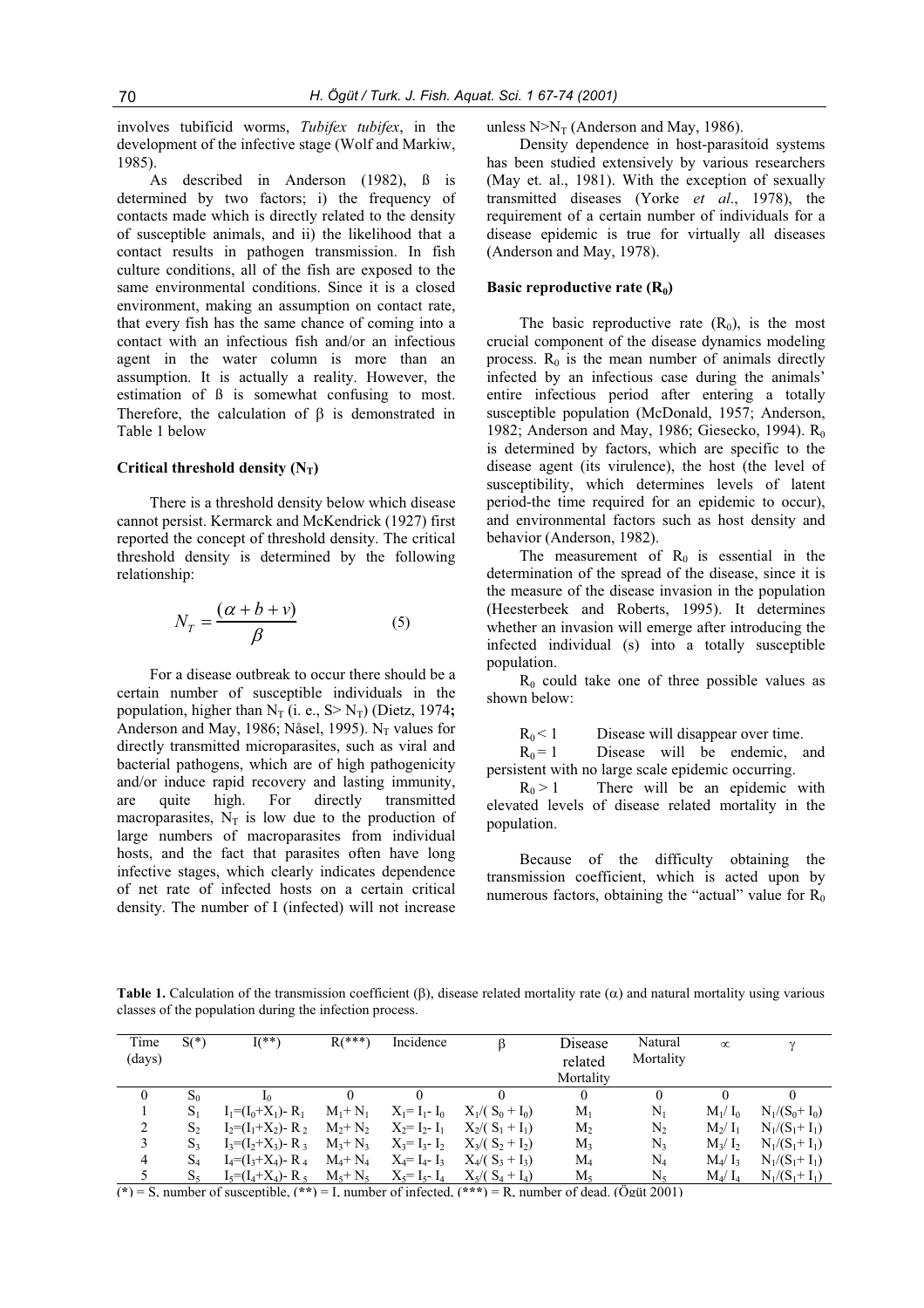involves tubificid worms, *Tubifex tubifex*, in the development of the infective stage (Wolf and Markiw, 1985).

As described in Anderson (1982), ß is determined by two factors; i) the frequency of contacts made which is directly related to the density of susceptible animals, and ii) the likelihood that a contact results in pathogen transmission. In fish culture conditions, all of the fish are exposed to the same environmental conditions. Since it is a closed environment, making an assumption on contact rate, that every fish has the same chance of coming into a contact with an infectious fish and/or an infectious agent in the water column is more than an assumption. It is actually a reality. However, the estimation of ß is somewhat confusing to most. Therefore, the calculation of $\beta$ is demonstrated in Table 1 below

**Critical threshold density ($N_T$)**

There is a threshold density below which disease cannot persist. Kermarck and McKendrick (1927) first reported the concept of threshold density. The critical threshold density is determined by the following relationship:

$$N_T = \frac{(\alpha + b + v)}{\beta} \tag{5}$$

For a disease outbreak to occur there should be a certain number of susceptible individuals in the population, higher than $N_T$ (i. e., $S > N_T$) (Dietz, 1974**;** Anderson and May, 1986; Nåsel, 1995). $N_T$ values for directly transmitted microparasites, such as viral and bacterial pathogens, which are of high pathogenicity and/or induce rapid recovery and lasting immunity, are quite high. For directly transmitted macroparasites, $N_T$ is low due to the production of large numbers of macroparasites from individual hosts, and the fact that parasites often have long infective stages, which clearly indicates dependence of net rate of infected hosts on a certain critical density. The number of I (infected) will not increase unless $N > N_T$ (Anderson and May, 1986).

Density dependence in host-parasitoid systems has been studied extensively by various researchers (May et. al., 1981). With the exception of sexually transmitted diseases (Yorke *et al*., 1978), the requirement of a certain number of individuals for a disease epidemic is true for virtually all diseases (Anderson and May, 1978).

**Basic reproductive rate ($R_0$)**

The basic reproductive rate ($R_0$), is the most crucial component of the disease dynamics modeling process. $R_0$ is the mean number of animals directly infected by an infectious case during the animals' entire infectious period after entering a totally susceptible population (McDonald, 1957; Anderson, 1982; Anderson and May, 1986; Giesecko, 1994). $R_0$ is determined by factors, which are specific to the disease agent (its virulence), the host (the level of susceptibility, which determines levels of latent period-the time required for an epidemic to occur), and environmental factors such as host density and behavior (Anderson, 1982).

The measurement of $R_0$ is essential in the determination of the spread of the disease, since it is the measure of the disease invasion in the population (Heesterbeek and Roberts, 1995). It determines whether an invasion will emerge after introducing the infected individual (s) into a totally susceptible population.

$R_0$ could take one of three possible values as shown below:

$R_0 < 1$ Disease will disappear over time.

$R_0 = 1$ Disease will be endemic, and persistent with no large scale epidemic occurring.

$R_0 > 1$ There will be an epidemic with elevated levels of disease related mortality in the population.

Because of the difficulty obtaining the transmission coefficient, which is acted upon by numerous factors, obtaining the "actual" value for $R_0$

**Table 1.** Calculation of the transmission coefficient ($\beta$), disease related mortality rate ($\alpha$) and natural mortality using various classes of the population during the infection process.

| Time (days) | S(*) | I(**) | R(***) | Incidence | $\beta$ | Disease related Mortality | Natural Mortality | $\alpha$ | $\gamma$ |
|---|---|---|---|---|---|---|---|---|---|
| 0 | $S_0$ | $I_0$ | 0 | 0 | 0 | 0 | 0 | 0 | 0 |
| 1 | $S_1$ | $I_1=(I_0+X_1)-R_1$ | $M_1+N_1$ | $X_1=I_1-I_0$ | $X_1/(S_0+I_0)$ | $M_1$ | $N_1$ | $M_1/I_0$ | $N_1/(S_0+I_0)$ |
| 2 | $S_2$ | $I_2=(I_1+X_2)-R_2$ | $M_2+N_2$ | $X_2=I_2-I_1$ | $X_2/(S_1+I_1)$ | $M_2$ | $N_2$ | $M_2/I_1$ | $N_1/(S_1+I_1)$ |
| 3 | $S_3$ | $I_3=(I_2+X_3)-R_3$ | $M_3+N_3$ | $X_3=I_3-I_2$ | $X_3/(S_2+I_2)$ | $M_3$ | $N_3$ | $M_3/I_2$ | $N_1/(S_1+I_1)$ |
| 4 | $S_4$ | $I_4=(I_3+X_4)-R_4$ | $M_4+N_4$ | $X_4=I_4-I_3$ | $X_4/(S_3+I_3)$ | $M_4$ | $N_4$ | $M_4/I_3$ | $N_1/(S_1+I_1)$ |
| 5 | $S_5$ | $I_5=(I_4+X_4)-R_5$ | $M_5+N_5$ | $X_5=I_5-I_4$ | $X_5/(S_4+I_4)$ | $M_5$ | $N_5$ | $M_4/I_4$ | $N_1/(S_1+I_1)$ |

(**\***) = S, number of susceptible, (**\*\***) = I, number of infected, (**\*\*\***) = R, number of dead. (Ögüt 2001)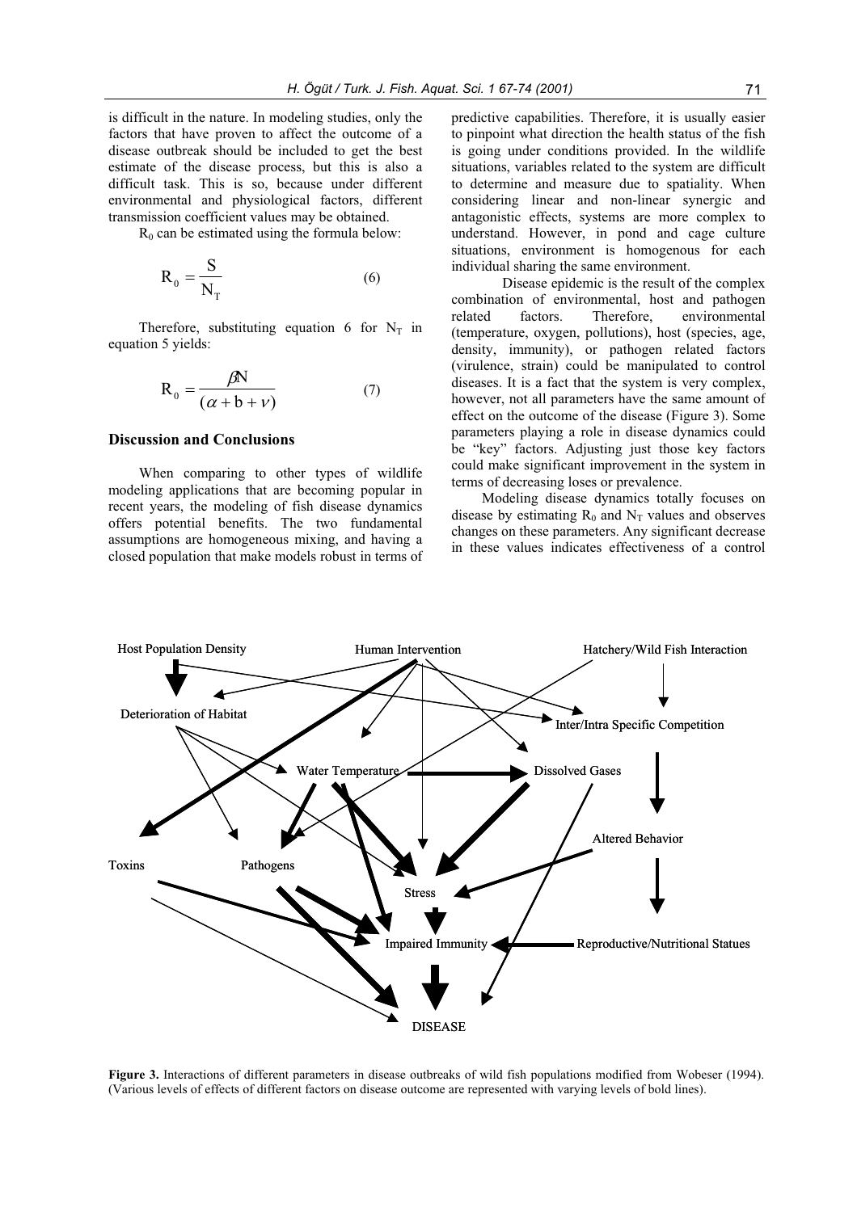is difficult in the nature. In modeling studies, only the factors that have proven to affect the outcome of a disease outbreak should be included to get the best estimate of the disease process, but this is also a difficult task. This is so, because under different environmental and physiological factors, different transmission coefficient values may be obtained.

$R_0$ can be estimated using the formula below:

$$R_0 = \frac{S}{N_T} \quad (6)$$

Therefore, substituting equation 6 for $N_T$ in equation 5 yields:

$$R_0 = \frac{\beta N}{(\alpha + b + \nu)} \quad (7)$$

## Discussion and Conclusions

When comparing to other types of wildlife modeling applications that are becoming popular in recent years, the modeling of fish disease dynamics offers potential benefits. The two fundamental assumptions are homogeneous mixing, and having a closed population that make models robust in terms of predictive capabilities. Therefore, it is usually easier to pinpoint what direction the health status of the fish is going under conditions provided. In the wildlife situations, variables related to the system are difficult to determine and measure due to spatiality. When considering linear and non-linear synergic and antagonistic effects, systems are more complex to understand. However, in pond and cage culture situations, environment is homogenous for each individual sharing the same environment.

Disease epidemic is the result of the complex combination of environmental, host and pathogen related factors. Therefore, environmental (temperature, oxygen, pollutions), host (species, age, density, immunity), or pathogen related factors (virulence, strain) could be manipulated to control diseases. It is a fact that the system is very complex, however, not all parameters have the same amount of effect on the outcome of the disease (Figure 3). Some parameters playing a role in disease dynamics could be "key" factors. Adjusting just those key factors could make significant improvement in the system in terms of decreasing loses or prevalence.

Modeling disease dynamics totally focuses on disease by estimating $R_0$ and $N_T$ values and observes changes on these parameters. Any significant decrease in these values indicates effectiveness of a control

**Figure 3.** Interactions of different parameters in disease outbreaks of wild fish populations modified from Wobeser (1994). (Various levels of effects of different factors on disease outcome are represented with varying levels of bold lines).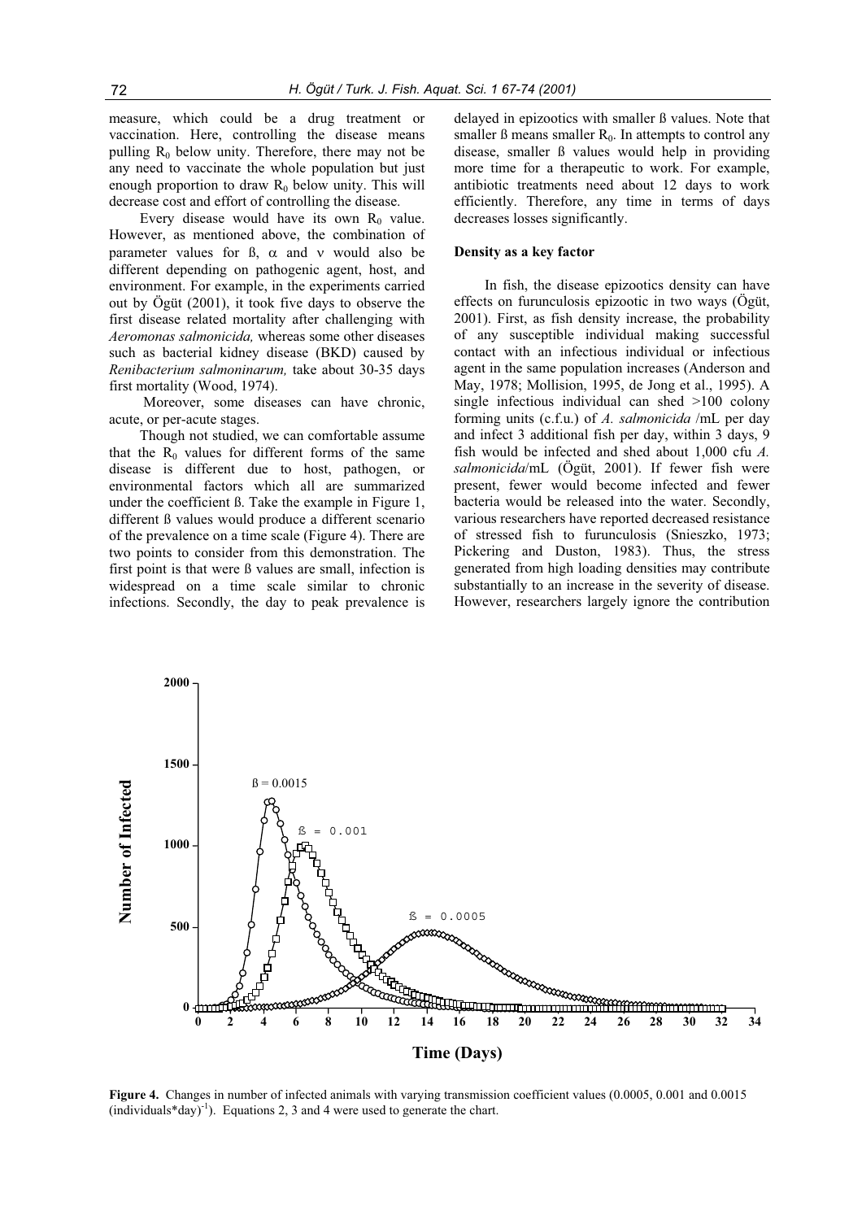measure, which could be a drug treatment or vaccination. Here, controlling the disease means pulling $R_0$ below unity. Therefore, there may not be any need to vaccinate the whole population but just enough proportion to draw $R_0$ below unity. This will decrease cost and effort of controlling the disease.

Every disease would have its own $R_0$ value. However, as mentioned above, the combination of parameter values for $\beta$, $\alpha$ and $\nu$ would also be different depending on pathogenic agent, host, and environment. For example, in the experiments carried out by Ögüt (2001), it took five days to observe the first disease related mortality after challenging with *Aeromonas salmonicida,* whereas some other diseases such as bacterial kidney disease (BKD) caused by *Renibacterium salmoninarum,* take about 30-35 days first mortality (Wood, 1974).

Moreover, some diseases can have chronic, acute, or per-acute stages.

Though not studied, we can comfortable assume that the $R_0$ values for different forms of the same disease is different due to host, pathogen, or environmental factors which all are summarized under the coefficient $\beta$. Take the example in Figure 1, different $\beta$ values would produce a different scenario of the prevalence on a time scale (Figure 4). There are two points to consider from this demonstration. The first point is that were $\beta$ values are small, infection is widespread on a time scale similar to chronic infections. Secondly, the day to peak prevalence is delayed in epizootics with smaller $\beta$ values. Note that smaller $\beta$ means smaller $R_0$. In attempts to control any disease, smaller $\beta$ values would help in providing more time for a therapeutic to work. For example, antibiotic treatments need about 12 days to work efficiently. Therefore, any time in terms of days decreases losses significantly.

### Density as a key factor

In fish, the disease epizootics density can have effects on furunculosis epizootic in two ways (Ögüt, 2001). First, as fish density increase, the probability of any susceptible individual making successful contact with an infectious individual or infectious agent in the same population increases (Anderson and May, 1978; Mollision, 1995, de Jong et al., 1995). A single infectious individual can shed >100 colony forming units (c.f.u.) of *A. salmonicida* /mL per day and infect 3 additional fish per day, within 3 days, 9 fish would be infected and shed about 1,000 cfu *A. salmonicida*/mL (Ögüt, 2001). If fewer fish were present, fewer would become infected and fewer bacteria would be released into the water. Secondly, various researchers have reported decreased resistance of stressed fish to furunculosis (Snieszko, 1973; Pickering and Duston, 1983). Thus, the stress generated from high loading densities may contribute substantially to an increase in the severity of disease. However, researchers largely ignore the contribution

**Figure 4.** Changes in number of infected animals with varying transmission coefficient values (0.0005, 0.001 and 0.0015 $(\text{individuals*day})^{-1}$). Equations 2, 3 and 4 were used to generate the chart.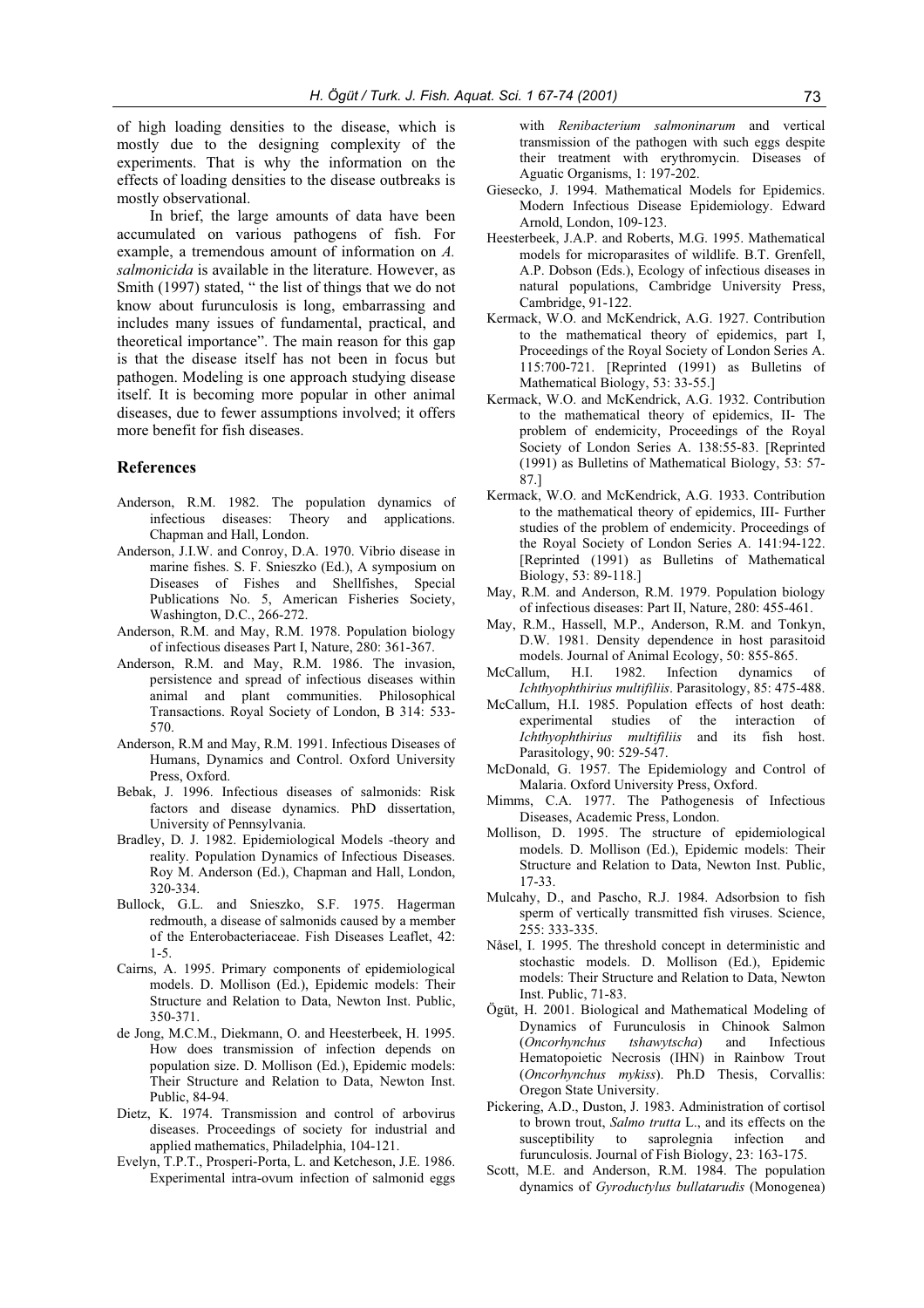of high loading densities to the disease, which is mostly due to the designing complexity of the experiments. That is why the information on the effects of loading densities to the disease outbreaks is mostly observational.

In brief, the large amounts of data have been accumulated on various pathogens of fish. For example, a tremendous amount of information on *A. salmonicida* is available in the literature. However, as Smith (1997) stated, " the list of things that we do not know about furunculosis is long, embarrassing and includes many issues of fundamental, practical, and theoretical importance". The main reason for this gap is that the disease itself has not been in focus but pathogen. Modeling is one approach studying disease itself. It is becoming more popular in other animal diseases, due to fewer assumptions involved; it offers more benefit for fish diseases.

## References

Anderson, R.M. 1982. The population dynamics of infectious diseases: Theory and applications. Chapman and Hall, London.

Anderson, J.I.W. and Conroy, D.A. 1970. Vibrio disease in marine fishes. S. F. Snieszko (Ed.), A symposium on Diseases of Fishes and Shellfishes, Special Publications No. 5, American Fisheries Society, Washington, D.C., 266-272.

Anderson, R.M. and May, R.M. 1978. Population biology of infectious diseases Part I, Nature, 280: 361-367.

Anderson, R.M. and May, R.M. 1986. The invasion, persistence and spread of infectious diseases within animal and plant communities. Philosophical Transactions. Royal Society of London, B 314: 533-570.

Anderson, R.M and May, R.M. 1991. Infectious Diseases of Humans, Dynamics and Control. Oxford University Press, Oxford.

Bebak, J. 1996. Infectious diseases of salmonids: Risk factors and disease dynamics. PhD dissertation, University of Pennsylvania.

Bradley, D. J. 1982. Epidemiological Models -theory and reality. Population Dynamics of Infectious Diseases. Roy M. Anderson (Ed.), Chapman and Hall, London, 320-334.

Bullock, G.L. and Snieszko, S.F. 1975. Hagerman redmouth, a disease of salmonids caused by a member of the Enterobacteriaceae. Fish Diseases Leaflet, 42: 1-5.

Cairns, A. 1995. Primary components of epidemiological models. D. Mollison (Ed.), Epidemic models: Their Structure and Relation to Data, Newton Inst. Public, 350-371.

de Jong, M.C.M., Diekmann, O. and Heesterbeek, H. 1995. How does transmission of infection depends on population size. D. Mollison (Ed.), Epidemic models: Their Structure and Relation to Data, Newton Inst. Public, 84-94.

Dietz, K. 1974. Transmission and control of arbovirus diseases. Proceedings of society for industrial and applied mathematics, Philadelphia, 104-121.

Evelyn, T.P.T., Prosperi-Porta, L. and Ketcheson, J.E. 1986. Experimental intra-ovum infection of salmonid eggs with *Renibacterium salmoninarum* and vertical transmission of the pathogen with such eggs despite their treatment with erythromycin. Diseases of Aguatic Organisms, 1: 197-202.

Giesecko, J. 1994. Mathematical Models for Epidemics. Modern Infectious Disease Epidemiology. Edward Arnold, London, 109-123.

Heesterbeek, J.A.P. and Roberts, M.G. 1995. Mathematical models for microparasites of wildlife. B.T. Grenfell, A.P. Dobson (Eds.), Ecology of infectious diseases in natural populations, Cambridge University Press, Cambridge, 91-122.

Kermack, W.O. and McKendrick, A.G. 1927. Contribution to the mathematical theory of epidemics, part I, Proceedings of the Royal Society of London Series A. 115:700-721. [Reprinted (1991) as Bulletins of Mathematical Biology, 53: 33-55.]

Kermack, W.O. and McKendrick, A.G. 1932. Contribution to the mathematical theory of epidemics, II- The problem of endemicity, Proceedings of the Royal Society of London Series A. 138:55-83. [Reprinted (1991) as Bulletins of Mathematical Biology, 53: 57-87.]

Kermack, W.O. and McKendrick, A.G. 1933. Contribution to the mathematical theory of epidemics, III- Further studies of the problem of endemicity. Proceedings of the Royal Society of London Series A. 141:94-122. [Reprinted (1991) as Bulletins of Mathematical Biology, 53: 89-118.]

May, R.M. and Anderson, R.M. 1979. Population biology of infectious diseases: Part II, Nature, 280: 455-461.

May, R.M., Hassell, M.P., Anderson, R.M. and Tonkyn, D.W. 1981. Density dependence in host parasitoid models. Journal of Animal Ecology, 50: 855-865.

McCallum, H.I. 1982. Infection dynamics of *Ichthyophthirius multifiliis*. Parasitology, 85: 475-488.

McCallum, H.I. 1985. Population effects of host death: experimental studies of the interaction of *Ichthyophthirius multifiliis* and its fish host. Parasitology, 90: 529-547.

McDonald, G. 1957. The Epidemiology and Control of Malaria. Oxford University Press, Oxford.

Mimms, C.A. 1977. The Pathogenesis of Infectious Diseases, Academic Press, London.

Mollison, D. 1995. The structure of epidemiological models. D. Mollison (Ed.), Epidemic models: Their Structure and Relation to Data, Newton Inst. Public, 17-33.

Mulcahy, D., and Pascho, R.J. 1984. Adsorbsion to fish sperm of vertically transmitted fish viruses. Science, 255: 333-335.

Nåsel, I. 1995. The threshold concept in deterministic and stochastic models. D. Mollison (Ed.), Epidemic models: Their Structure and Relation to Data, Newton Inst. Public, 71-83.

Ögüt, H. 2001. Biological and Mathematical Modeling of Dynamics of Furunculosis in Chinook Salmon (*Oncorhynchus tshawytscha*) and Infectious Hematopoietic Necrosis (IHN) in Rainbow Trout (*Oncorhynchus mykiss*). Ph.D Thesis, Corvallis: Oregon State University.

Pickering, A.D., Duston, J. 1983. Administration of cortisol to brown trout, *Salmo trutta* L., and its effects on the susceptibility to saprolegnia infection and furunculosis. Journal of Fish Biology, 23: 163-175.

Scott, M.E. and Anderson, R.M. 1984. The population dynamics of *Gyroductylus bullatarudis* (Monogenea)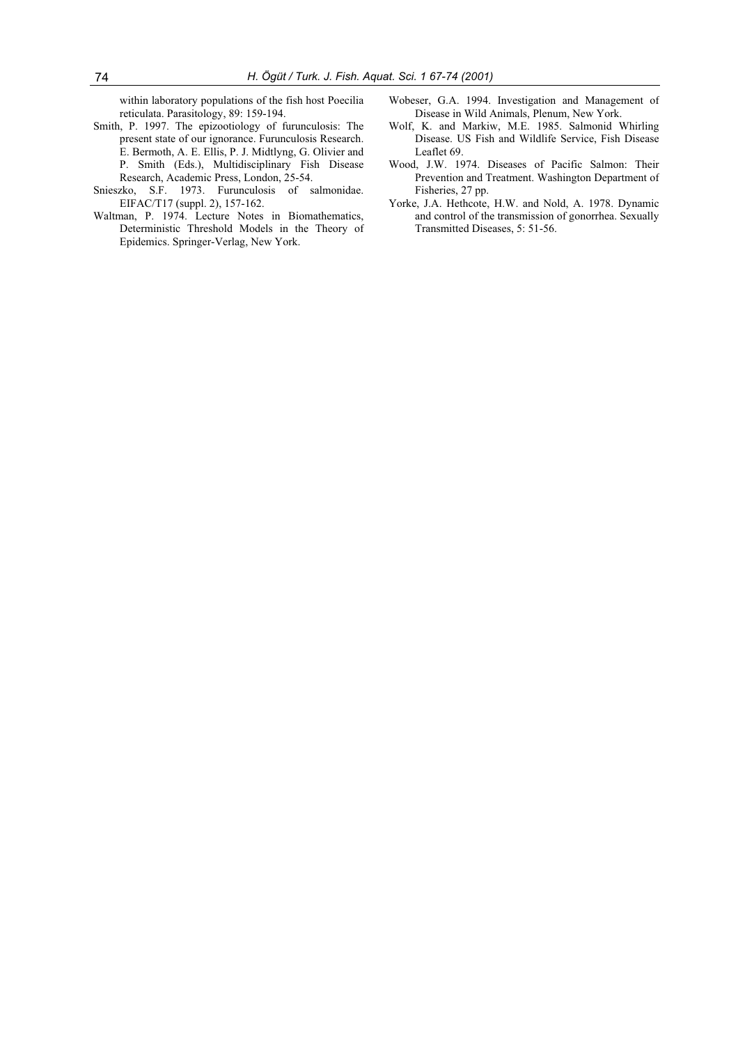within laboratory populations of the fish host Poecilia reticulata. Parasitology, 89: 159-194.

Smith, P. 1997. The epizootiology of furunculosis: The present state of our ignorance. Furunculosis Research. E. Bermoth, A. E. Ellis, P. J. Midtlyng, G. Olivier and P. Smith (Eds.), Multidisciplinary Fish Disease Research, Academic Press, London, 25-54.

Snieszko, S.F. 1973. Furunculosis of salmonidae. EIFAC/T17 (suppl. 2), 157-162.

Waltman, P. 1974. Lecture Notes in Biomathematics, Deterministic Threshold Models in the Theory of Epidemics. Springer-Verlag, New York.

Wobeser, G.A. 1994. Investigation and Management of Disease in Wild Animals, Plenum, New York.

Wolf, K. and Markiw, M.E. 1985. Salmonid Whirling Disease. US Fish and Wildlife Service, Fish Disease Leaflet 69.

Wood, J.W. 1974. Diseases of Pacific Salmon: Their Prevention and Treatment. Washington Department of Fisheries, 27 pp.

Yorke, J.A. Hethcote, H.W. and Nold, A. 1978. Dynamic and control of the transmission of gonorrhea. Sexually Transmitted Diseases, 5: 51-56.